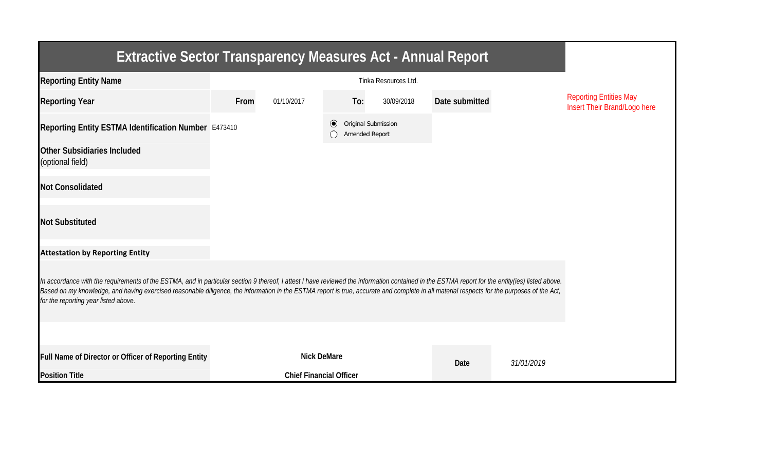# Extractive Sector Transparency Measures Act - Annual Report

| | | | | | | |
|---|---|---|---|---|---|---|
| **Reporting Entity Name** | Tinka Resources Ltd. | | | | | |
| **Reporting Year** | **From** | 01/10/2017 | **To:** | 30/09/2018 | **Date submitted** | |
| **Reporting Entity ESTMA Identification Number** | E473410 | | ◉ Original Submission<br>○ Amended Report | | | |
| **Other Subsidiaries Included** (optional field) | | | | | | |
| **Not Consolidated** | | | | | | |
| **Not Substituted** | | | | | | |

Reporting Entities May Insert Their Brand/Logo here

**Attestation by Reporting Entity**

*In accordance with the requirements of the ESTMA, and in particular section 9 thereof, I attest I have reviewed the information contained in the ESTMA report for the entity(ies) listed above. Based on my knowledge, and having exercised reasonable diligence, the information in the ESTMA report is true, accurate and complete in all material respects for the purposes of the Act, for the reporting year listed above.*

| | | | |
|---|---|---|---|
| **Full Name of Director or Officer of Reporting Entity** | **Nick DeMare** | **Date** | *31/01/2019* |
| **Position Title** | **Chief Financial Officer** | | |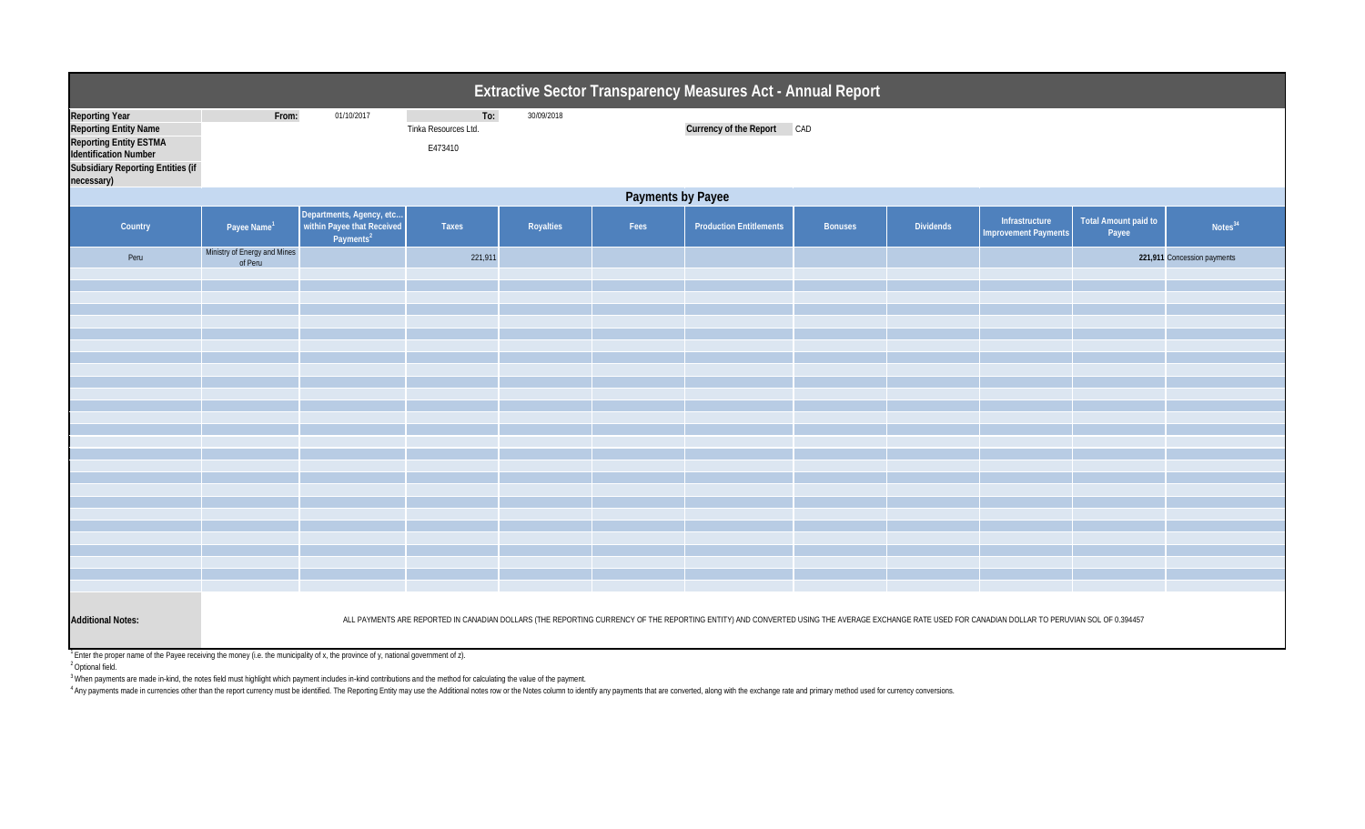# Extractive Sector Transparency Measures Act - Annual Report

| | | | | |
|---|---|---|---|---|
| **Reporting Year** | From: | 01/10/2017 | To: | 30/09/2018 |
| **Reporting Entity Name** | | Tinka Resources Ltd. | | |
| **Reporting Entity ESTMA Identification Number** | | E473410 | | |
| **Subsidiary Reporting Entities (if necessary)** | | | | |

**Currency of the Report** CAD

## Payments by Payee

| Country | Payee Name[1] | Departments, Agency, etc... within Payee that Received Payments[2] | Taxes | Royalties | Fees | Production Entitlements | Bonuses | Dividends | Infrastructure Improvement Payments | Total Amount paid to Payee | Notes[34] |
|---|---|---|---|---|---|---|---|---|---|---|---|
| Peru | Ministry of Energy and Mines of Peru | | 221,911 | | | | | | | **221,911** | Concession payments |

**Additional Notes:** ALL PAYMENTS ARE REPORTED IN CANADIAN DOLLARS (THE REPORTING CURRENCY OF THE REPORTING ENTITY) AND CONVERTED USING THE AVERAGE EXCHANGE RATE USED FOR CANADIAN DOLLAR TO PERUVIAN SOL OF 0.394457

[1] Enter the proper name of the Payee receiving the money (i.e. the municipality of x, the province of y, national government of z).

[2] Optional field.

[3] When payments are made in-kind, the notes field must highlight which payment includes in-kind contributions and the method for calculating the value of the payment.

[4] Any payments made in currencies other than the report currency must be identified. The Reporting Entity may use the Additional notes row or the Notes column to identify any payments that are converted, along with the exchange rate and primary method used for currency conversions.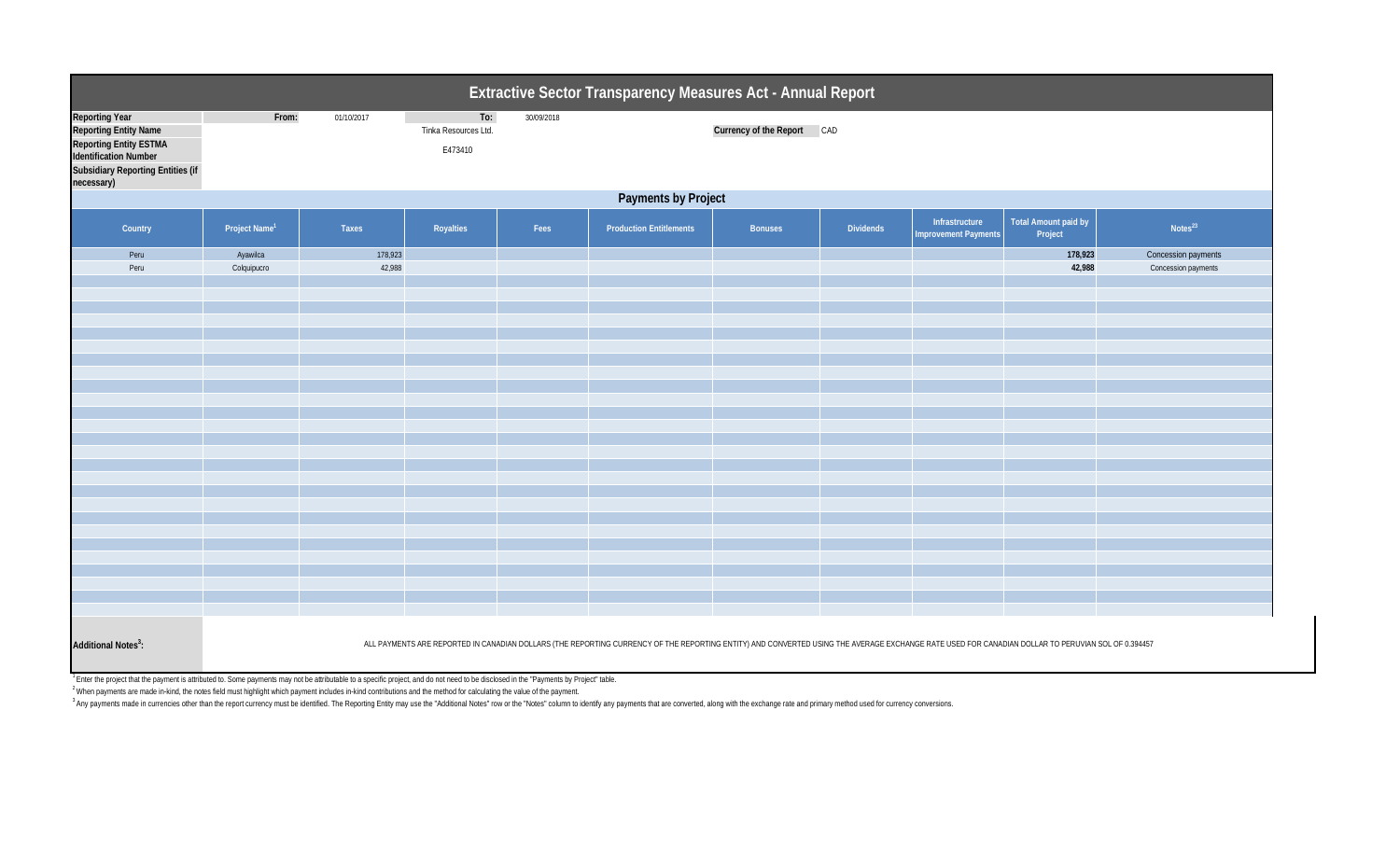# Extractive Sector Transparency Measures Act - Annual Report

| | | | | |
|---|---|---|---|---|
| **Reporting Year** | From: | 01/10/2017 | To: | 30/09/2018 |
| **Reporting Entity Name** | | Tinka Resources Ltd. | | |
| **Reporting Entity ESTMA Identification Number** | | E473410 | | |
| **Subsidiary Reporting Entities (if necessary)** | | | | |

**Currency of the Report** CAD

## Payments by Project

| Country | Project Name[1] | Taxes | Royalties | Fees | Production Entitlements | Bonuses | Dividends | Infrastructure Improvement Payments | Total Amount paid by Project | Notes[23] |
|---|---|---|---|---|---|---|---|---|---|---|
| Peru | Ayawilca | 178,923 | | | | | | | **178,923** | Concession payments |
| Peru | Colquipucro | 42,988 | | | | | | | **42,988** | Concession payments |

**Additional Notes[3]:** ALL PAYMENTS ARE REPORTED IN CANADIAN DOLLARS (THE REPORTING CURRENCY OF THE REPORTING ENTITY) AND CONVERTED USING THE AVERAGE EXCHANGE RATE USED FOR CANADIAN DOLLAR TO PERUVIAN SOL OF 0.394457

[1] Enter the project that the payment is attributed to. Some payments may not be attributable to a specific project, and do not need to be disclosed in the "Payments by Project" table.

[2] When payments are made in-kind, the notes field must highlight which payment includes in-kind contributions and the method for calculating the value of the payment.

[3] Any payments made in currencies other than the report currency must be identified. The Reporting Entity may use the "Additional Notes" row or the "Notes" column to identify any payments that are converted, along with the exchange rate and primary method used for currency conversions.